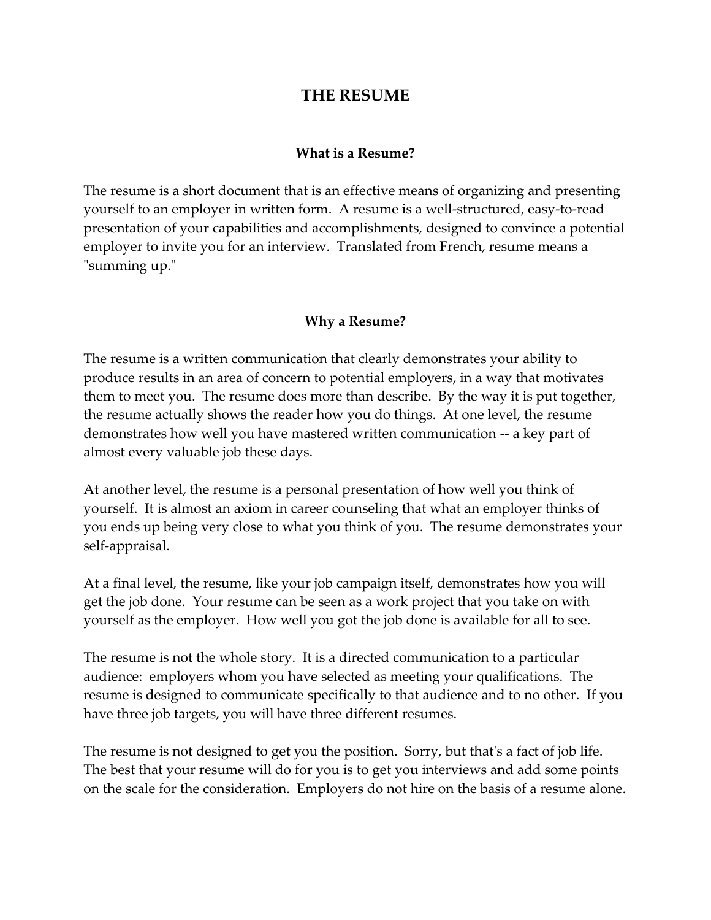# THE RESUME

## What is a Resume?

The resume is a short document that is an effective means of organizing and presenting yourself to an employer in written form. A resume is a well-structured, easy-to-read presentation of your capabilities and accomplishments, designed to convince a potential employer to invite you for an interview. Translated from French, resume means a "summing up."

## Why a Resume?

The resume is a written communication that clearly demonstrates your ability to produce results in an area of concern to potential employers, in a way that motivates them to meet you. The resume does more than describe. By the way it is put together, the resume actually shows the reader how you do things. At one level, the resume demonstrates how well you have mastered written communication -- a key part of almost every valuable job these days.

At another level, the resume is a personal presentation of how well you think of yourself. It is almost an axiom in career counseling that what an employer thinks of you ends up being very close to what you think of you. The resume demonstrates your self-appraisal.

At a final level, the resume, like your job campaign itself, demonstrates how you will get the job done. Your resume can be seen as a work project that you take on with yourself as the employer. How well you got the job done is available for all to see.

The resume is not the whole story. It is a directed communication to a particular audience: employers whom you have selected as meeting your qualifications. The resume is designed to communicate specifically to that audience and to no other. If you have three job targets, you will have three different resumes.

The resume is not designed to get you the position. Sorry, but that's a fact of job life. The best that your resume will do for you is to get you interviews and add some points on the scale for the consideration. Employers do not hire on the basis of a resume alone.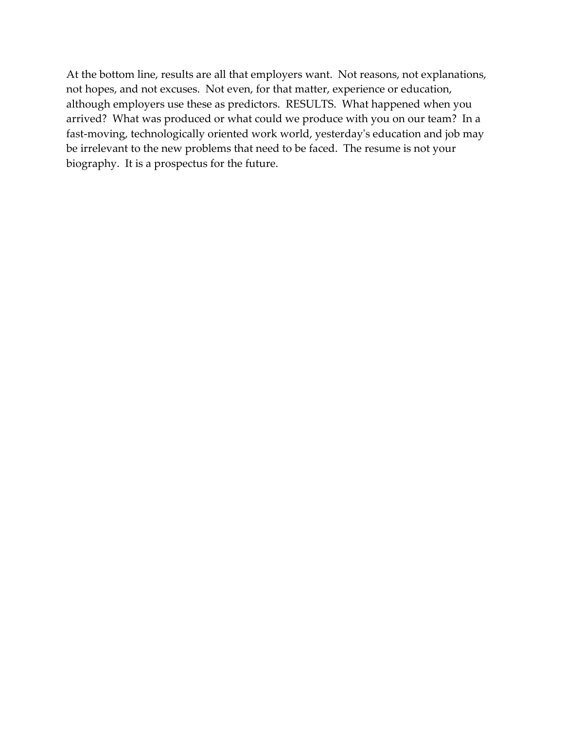At the bottom line, results are all that employers want. Not reasons, not explanations, not hopes, and not excuses. Not even, for that matter, experience or education, although employers use these as predictors. RESULTS. What happened when you arrived? What was produced or what could we produce with you on our team? In a fast-moving, technologically oriented work world, yesterday's education and job may be irrelevant to the new problems that need to be faced. The resume is not your biography. It is a prospectus for the future.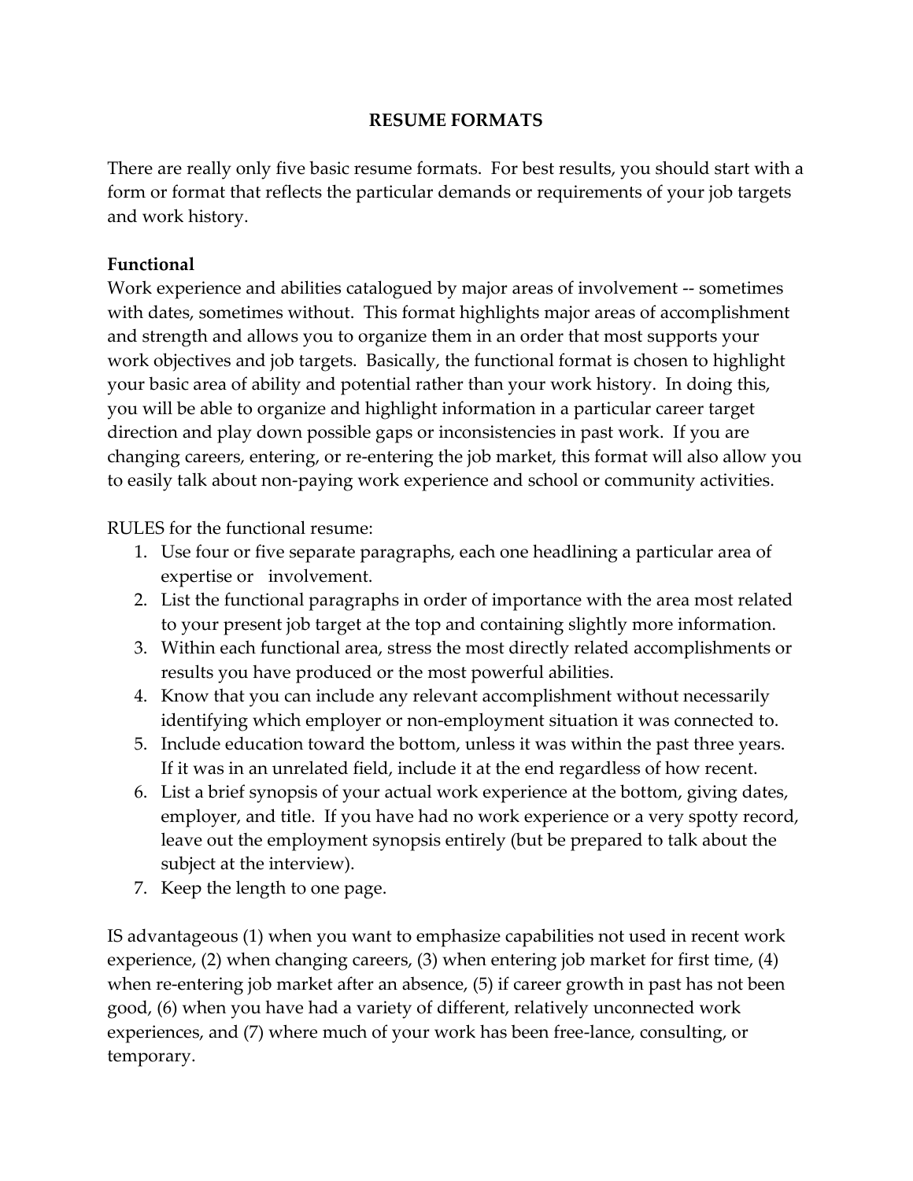# RESUME FORMATS

There are really only five basic resume formats. For best results, you should start with a form or format that reflects the particular demands or requirements of your job targets and work history.

**Functional**

Work experience and abilities catalogued by major areas of involvement -- sometimes with dates, sometimes without. This format highlights major areas of accomplishment and strength and allows you to organize them in an order that most supports your work objectives and job targets. Basically, the functional format is chosen to highlight your basic area of ability and potential rather than your work history. In doing this, you will be able to organize and highlight information in a particular career target direction and play down possible gaps or inconsistencies in past work. If you are changing careers, entering, or re-entering the job market, this format will also allow you to easily talk about non-paying work experience and school or community activities.

RULES for the functional resume:

1. Use four or five separate paragraphs, each one headlining a particular area of expertise or involvement.
2. List the functional paragraphs in order of importance with the area most related to your present job target at the top and containing slightly more information.
3. Within each functional area, stress the most directly related accomplishments or results you have produced or the most powerful abilities.
4. Know that you can include any relevant accomplishment without necessarily identifying which employer or non-employment situation it was connected to.
5. Include education toward the bottom, unless it was within the past three years. If it was in an unrelated field, include it at the end regardless of how recent.
6. List a brief synopsis of your actual work experience at the bottom, giving dates, employer, and title. If you have had no work experience or a very spotty record, leave out the employment synopsis entirely (but be prepared to talk about the subject at the interview).
7. Keep the length to one page.

IS advantageous (1) when you want to emphasize capabilities not used in recent work experience, (2) when changing careers, (3) when entering job market for first time, (4) when re-entering job market after an absence, (5) if career growth in past has not been good, (6) when you have had a variety of different, relatively unconnected work experiences, and (7) where much of your work has been free-lance, consulting, or temporary.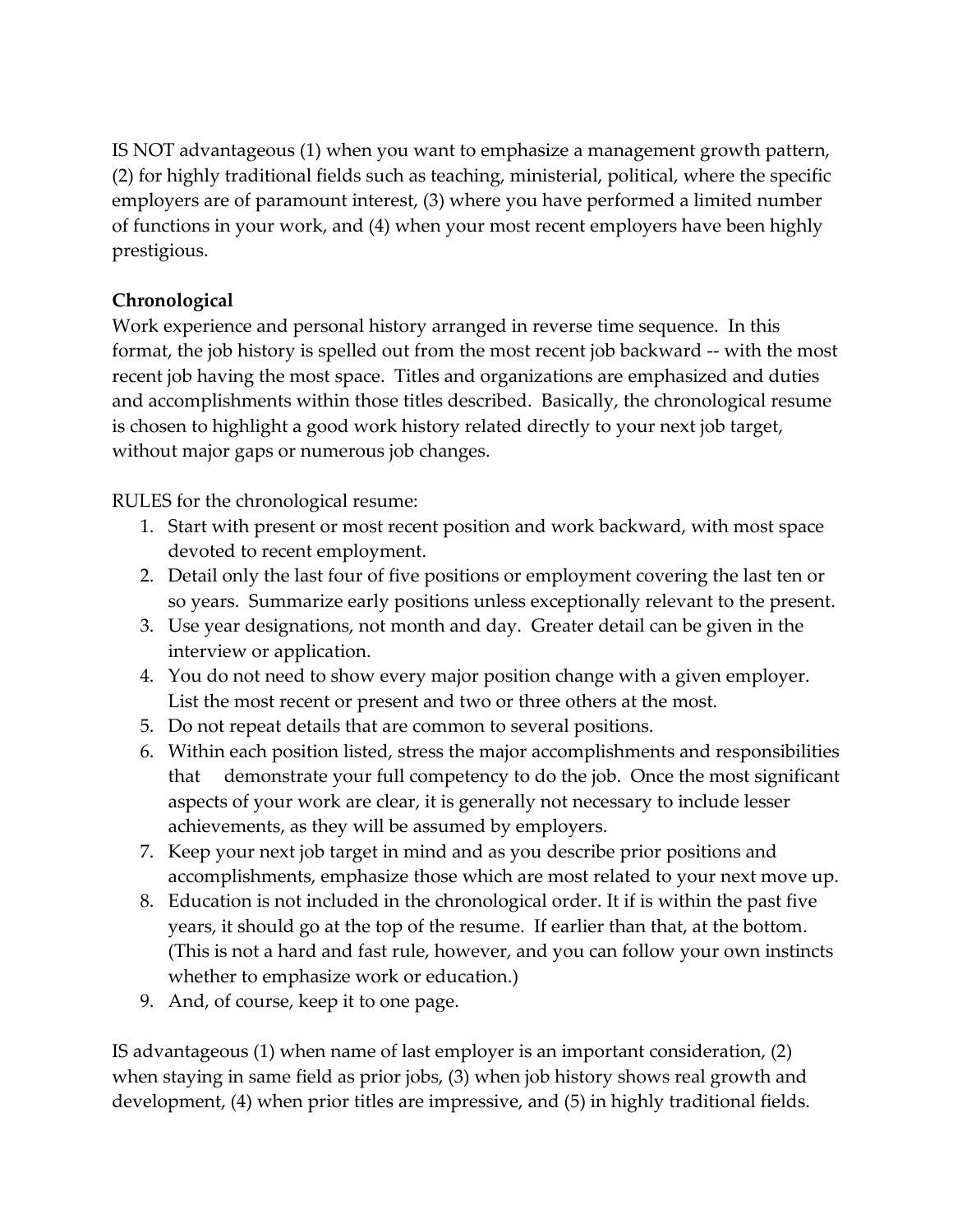IS NOT advantageous (1) when you want to emphasize a management growth pattern, (2) for highly traditional fields such as teaching, ministerial, political, where the specific employers are of paramount interest, (3) where you have performed a limited number of functions in your work, and (4) when your most recent employers have been highly prestigious.

**Chronological**
Work experience and personal history arranged in reverse time sequence. In this format, the job history is spelled out from the most recent job backward -- with the most recent job having the most space. Titles and organizations are emphasized and duties and accomplishments within those titles described. Basically, the chronological resume is chosen to highlight a good work history related directly to your next job target, without major gaps or numerous job changes.

RULES for the chronological resume:

1. Start with present or most recent position and work backward, with most space devoted to recent employment.
2. Detail only the last four of five positions or employment covering the last ten or so years. Summarize early positions unless exceptionally relevant to the present.
3. Use year designations, not month and day. Greater detail can be given in the interview or application.
4. You do not need to show every major position change with a given employer. List the most recent or present and two or three others at the most.
5. Do not repeat details that are common to several positions.
6. Within each position listed, stress the major accomplishments and responsibilities that demonstrate your full competency to do the job. Once the most significant aspects of your work are clear, it is generally not necessary to include lesser achievements, as they will be assumed by employers.
7. Keep your next job target in mind and as you describe prior positions and accomplishments, emphasize those which are most related to your next move up.
8. Education is not included in the chronological order. It if is within the past five years, it should go at the top of the resume. If earlier than that, at the bottom. (This is not a hard and fast rule, however, and you can follow your own instincts whether to emphasize work or education.)
9. And, of course, keep it to one page.

IS advantageous (1) when name of last employer is an important consideration, (2) when staying in same field as prior jobs, (3) when job history shows real growth and development, (4) when prior titles are impressive, and (5) in highly traditional fields.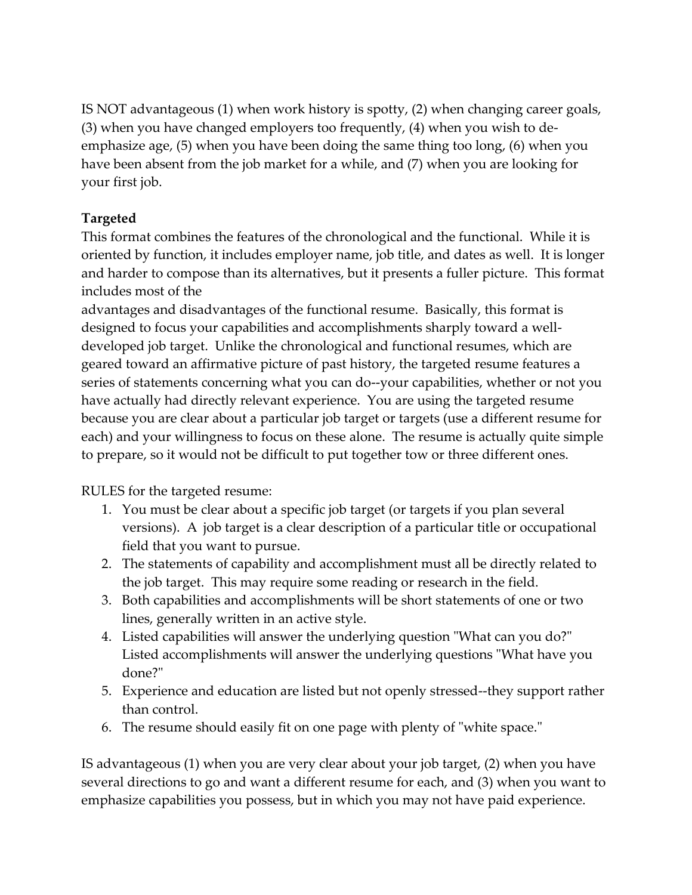IS NOT advantageous (1) when work history is spotty, (2) when changing career goals, (3) when you have changed employers too frequently, (4) when you wish to de-emphasize age, (5) when you have been doing the same thing too long, (6) when you have been absent from the job market for a while, and (7) when you are looking for your first job.

**Targeted**

This format combines the features of the chronological and the functional. While it is oriented by function, it includes employer name, job title, and dates as well. It is longer and harder to compose than its alternatives, but it presents a fuller picture. This format includes most of the advantages and disadvantages of the functional resume. Basically, this format is designed to focus your capabilities and accomplishments sharply toward a well-developed job target. Unlike the chronological and functional resumes, which are geared toward an affirmative picture of past history, the targeted resume features a series of statements concerning what you can do--your capabilities, whether or not you have actually had directly relevant experience. You are using the targeted resume because you are clear about a particular job target or targets (use a different resume for each) and your willingness to focus on these alone. The resume is actually quite simple to prepare, so it would not be difficult to put together tow or three different ones.

RULES for the targeted resume:

1. You must be clear about a specific job target (or targets if you plan several versions). A job target is a clear description of a particular title or occupational field that you want to pursue.
2. The statements of capability and accomplishment must all be directly related to the job target. This may require some reading or research in the field.
3. Both capabilities and accomplishments will be short statements of one or two lines, generally written in an active style.
4. Listed capabilities will answer the underlying question "What can you do?" Listed accomplishments will answer the underlying questions "What have you done?"
5. Experience and education are listed but not openly stressed--they support rather than control.
6. The resume should easily fit on one page with plenty of "white space."

IS advantageous (1) when you are very clear about your job target, (2) when you have several directions to go and want a different resume for each, and (3) when you want to emphasize capabilities you possess, but in which you may not have paid experience.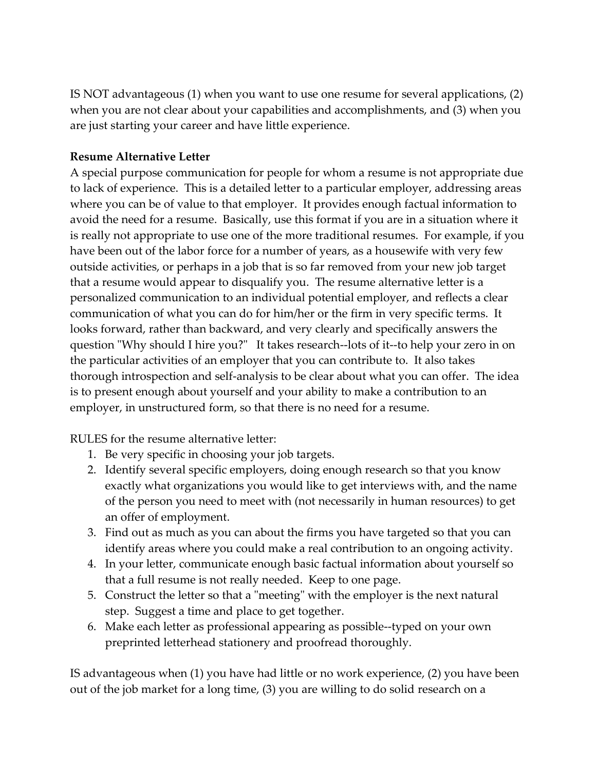IS NOT advantageous (1) when you want to use one resume for several applications, (2) when you are not clear about your capabilities and accomplishments, and (3) when you are just starting your career and have little experience.

**Resume Alternative Letter**

A special purpose communication for people for whom a resume is not appropriate due to lack of experience. This is a detailed letter to a particular employer, addressing areas where you can be of value to that employer. It provides enough factual information to avoid the need for a resume. Basically, use this format if you are in a situation where it is really not appropriate to use one of the more traditional resumes. For example, if you have been out of the labor force for a number of years, as a housewife with very few outside activities, or perhaps in a job that is so far removed from your new job target that a resume would appear to disqualify you. The resume alternative letter is a personalized communication to an individual potential employer, and reflects a clear communication of what you can do for him/her or the firm in very specific terms. It looks forward, rather than backward, and very clearly and specifically answers the question "Why should I hire you?" It takes research--lots of it--to help your zero in on the particular activities of an employer that you can contribute to. It also takes thorough introspection and self-analysis to be clear about what you can offer. The idea is to present enough about yourself and your ability to make a contribution to an employer, in unstructured form, so that there is no need for a resume.

RULES for the resume alternative letter:

1. Be very specific in choosing your job targets.
2. Identify several specific employers, doing enough research so that you know exactly what organizations you would like to get interviews with, and the name of the person you need to meet with (not necessarily in human resources) to get an offer of employment.
3. Find out as much as you can about the firms you have targeted so that you can identify areas where you could make a real contribution to an ongoing activity.
4. In your letter, communicate enough basic factual information about yourself so that a full resume is not really needed. Keep to one page.
5. Construct the letter so that a "meeting" with the employer is the next natural step. Suggest a time and place to get together.
6. Make each letter as professional appearing as possible--typed on your own preprinted letterhead stationery and proofread thoroughly.

IS advantageous when (1) you have had little or no work experience, (2) you have been out of the job market for a long time, (3) you are willing to do solid research on a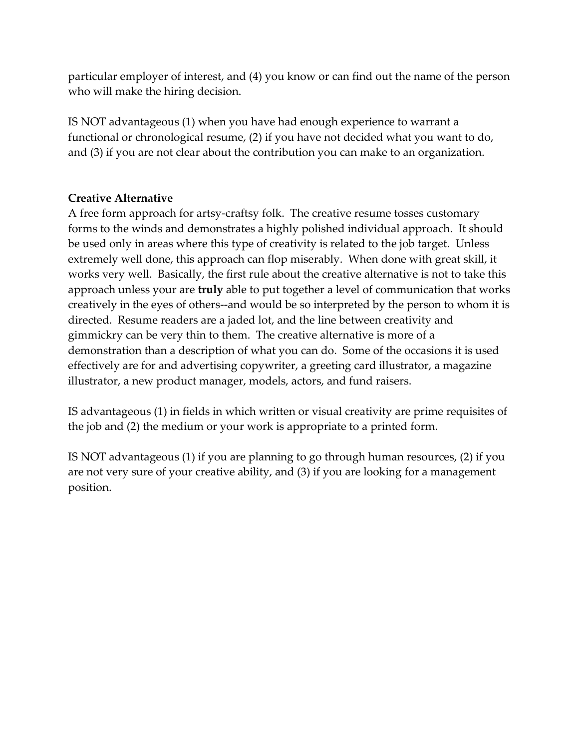particular employer of interest, and (4) you know or can find out the name of the person who will make the hiring decision.

IS NOT advantageous (1) when you have had enough experience to warrant a functional or chronological resume, (2) if you have not decided what you want to do, and (3) if you are not clear about the contribution you can make to an organization.

**Creative Alternative**

A free form approach for artsy-craftsy folk. The creative resume tosses customary forms to the winds and demonstrates a highly polished individual approach. It should be used only in areas where this type of creativity is related to the job target. Unless extremely well done, this approach can flop miserably. When done with great skill, it works very well. Basically, the first rule about the creative alternative is not to take this approach unless your are **truly** able to put together a level of communication that works creatively in the eyes of others--and would be so interpreted by the person to whom it is directed. Resume readers are a jaded lot, and the line between creativity and gimmickry can be very thin to them. The creative alternative is more of a demonstration than a description of what you can do. Some of the occasions it is used effectively are for and advertising copywriter, a greeting card illustrator, a magazine illustrator, a new product manager, models, actors, and fund raisers.

IS advantageous (1) in fields in which written or visual creativity are prime requisites of the job and (2) the medium or your work is appropriate to a printed form.

IS NOT advantageous (1) if you are planning to go through human resources, (2) if you are not very sure of your creative ability, and (3) if you are looking for a management position.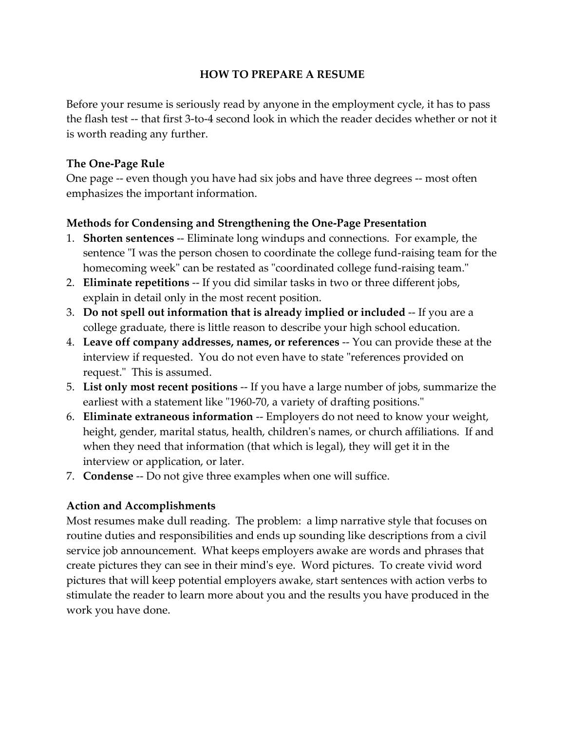# HOW TO PREPARE A RESUME

Before your resume is seriously read by anyone in the employment cycle, it has to pass the flash test -- that first 3-to-4 second look in which the reader decides whether or not it is worth reading any further.

## The One-Page Rule

One page -- even though you have had six jobs and have three degrees -- most often emphasizes the important information.

## Methods for Condensing and Strengthening the One-Page Presentation

1. **Shorten sentences** -- Eliminate long windups and connections. For example, the sentence "I was the person chosen to coordinate the college fund-raising team for the homecoming week" can be restated as "coordinated college fund-raising team."
2. **Eliminate repetitions** -- If you did similar tasks in two or three different jobs, explain in detail only in the most recent position.
3. **Do not spell out information that is already implied or included** -- If you are a college graduate, there is little reason to describe your high school education.
4. **Leave off company addresses, names, or references** -- You can provide these at the interview if requested. You do not even have to state "references provided on request." This is assumed.
5. **List only most recent positions** -- If you have a large number of jobs, summarize the earliest with a statement like "1960-70, a variety of drafting positions."
6. **Eliminate extraneous information** -- Employers do not need to know your weight, height, gender, marital status, health, children's names, or church affiliations. If and when they need that information (that which is legal), they will get it in the interview or application, or later.
7. **Condense** -- Do not give three examples when one will suffice.

## Action and Accomplishments

Most resumes make dull reading. The problem: a limp narrative style that focuses on routine duties and responsibilities and ends up sounding like descriptions from a civil service job announcement. What keeps employers awake are words and phrases that create pictures they can see in their mind's eye. Word pictures. To create vivid word pictures that will keep potential employers awake, start sentences with action verbs to stimulate the reader to learn more about you and the results you have produced in the work you have done.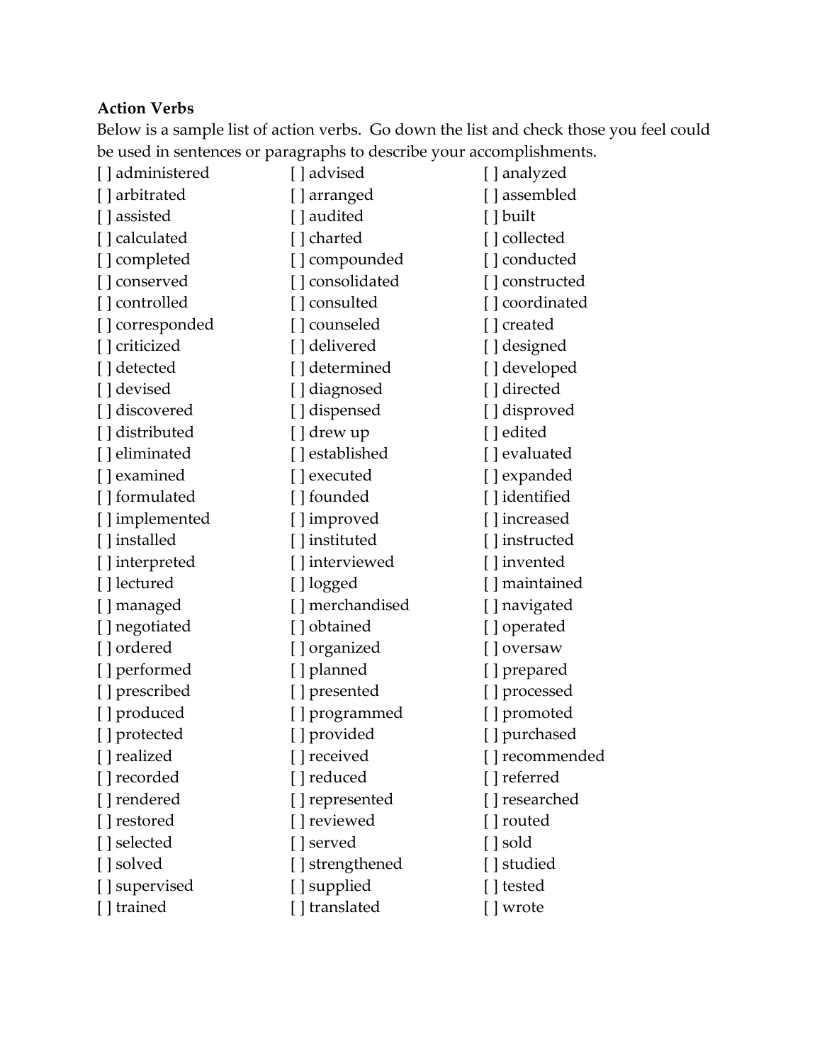**Action Verbs**

Below is a sample list of action verbs. Go down the list and check those you feel could be used in sentences or paragraphs to describe your accomplishments.

[ ] administered
[ ] advised
[ ] analyzed
[ ] arbitrated
[ ] arranged
[ ] assembled
[ ] assisted
[ ] audited
[ ] built
[ ] calculated
[ ] charted
[ ] collected
[ ] completed
[ ] compounded
[ ] conducted
[ ] conserved
[ ] consolidated
[ ] constructed
[ ] controlled
[ ] consulted
[ ] coordinated
[ ] corresponded
[ ] counseled
[ ] created
[ ] criticized
[ ] delivered
[ ] designed
[ ] detected
[ ] determined
[ ] developed
[ ] devised
[ ] diagnosed
[ ] directed
[ ] discovered
[ ] dispensed
[ ] disproved
[ ] distributed
[ ] drew up
[ ] edited
[ ] eliminated
[ ] established
[ ] evaluated
[ ] examined
[ ] executed
[ ] expanded
[ ] formulated
[ ] founded
[ ] identified
[ ] implemented
[ ] improved
[ ] increased
[ ] installed
[ ] instituted
[ ] instructed
[ ] interpreted
[ ] interviewed
[ ] invented
[ ] lectured
[ ] logged
[ ] maintained
[ ] managed
[ ] merchandised
[ ] navigated
[ ] negotiated
[ ] obtained
[ ] operated
[ ] ordered
[ ] organized
[ ] oversaw
[ ] performed
[ ] planned
[ ] prepared
[ ] prescribed
[ ] presented
[ ] processed
[ ] produced
[ ] programmed
[ ] promoted
[ ] protected
[ ] provided
[ ] purchased
[ ] realized
[ ] received
[ ] recommended
[ ] recorded
[ ] reduced
[ ] referred
[ ] rendered
[ ] represented
[ ] researched
[ ] restored
[ ] reviewed
[ ] routed
[ ] selected
[ ] served
[ ] sold
[ ] solved
[ ] strengthened
[ ] studied
[ ] supervised
[ ] supplied
[ ] tested
[ ] trained
[ ] translated
[ ] wrote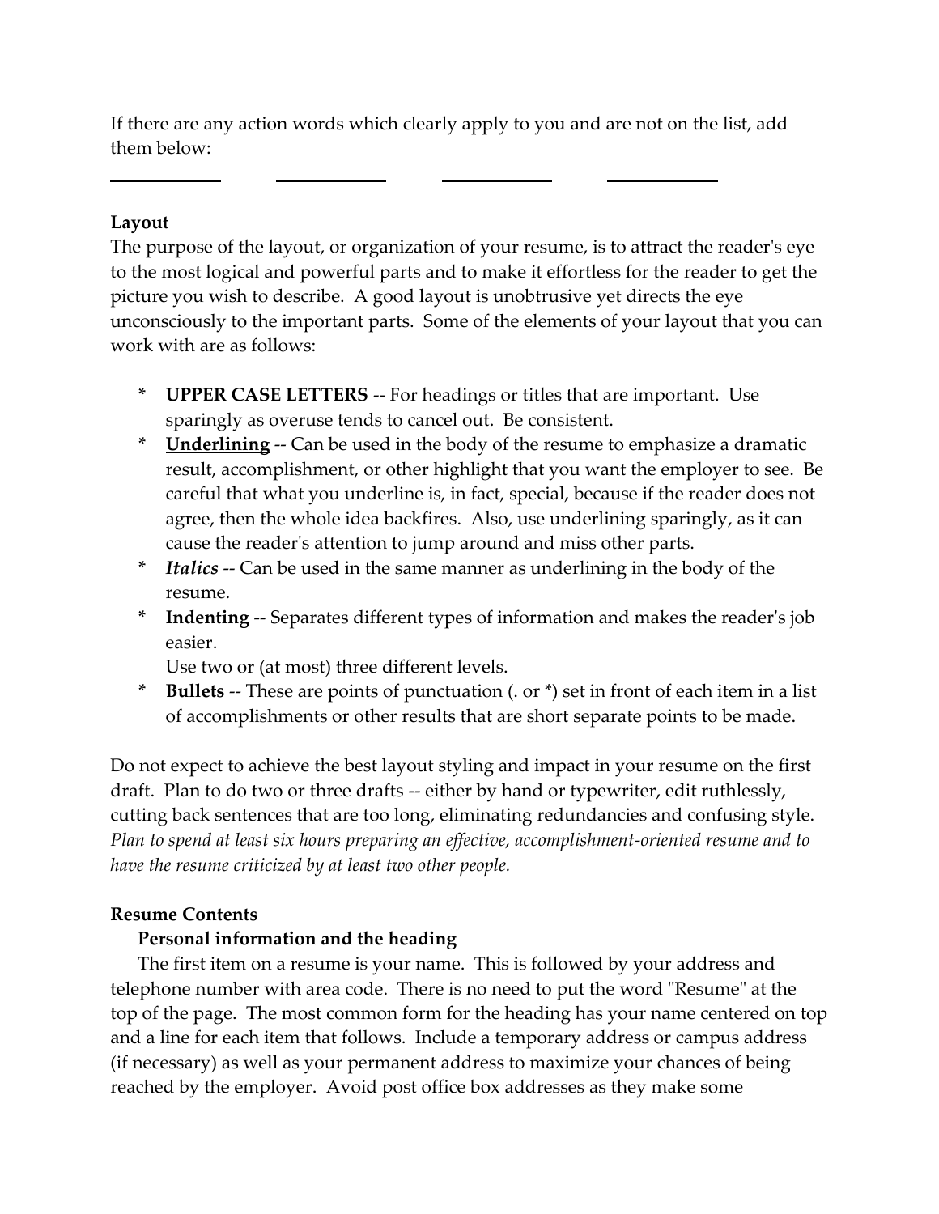If there are any action words which clearly apply to you and are not on the list, add them below:

\_\_\_\_\_\_\_\_\_\_\_\_ \_\_\_\_\_\_\_\_\_\_\_\_ \_\_\_\_\_\_\_\_\_\_\_\_ \_\_\_\_\_\_\_\_\_\_\_\_

**Layout**

The purpose of the layout, or organization of your resume, is to attract the reader's eye to the most logical and powerful parts and to make it effortless for the reader to get the picture you wish to describe. A good layout is unobtrusive yet directs the eye unconsciously to the important parts. Some of the elements of your layout that you can work with are as follows:

* **UPPER CASE LETTERS** -- For headings or titles that are important. Use sparingly as overuse tends to cancel out. Be consistent.
* **<u>Underlining</u>** -- Can be used in the body of the resume to emphasize a dramatic result, accomplishment, or other highlight that you want the employer to see. Be careful that what you underline is, in fact, special, because if the reader does not agree, then the whole idea backfires. Also, use underlining sparingly, as it can cause the reader's attention to jump around and miss other parts.
* ***Italics*** -- Can be used in the same manner as underlining in the body of the resume.
* **Indenting** -- Separates different types of information and makes the reader's job easier.
  Use two or (at most) three different levels.
* **Bullets** -- These are points of punctuation (. or *) set in front of each item in a list of accomplishments or other results that are short separate points to be made.

Do not expect to achieve the best layout styling and impact in your resume on the first draft. Plan to do two or three drafts -- either by hand or typewriter, edit ruthlessly, cutting back sentences that are too long, eliminating redundancies and confusing style. *Plan to spend at least six hours preparing an effective, accomplishment-oriented resume and to have the resume criticized by at least two other people.*

**Resume Contents**

**Personal information and the heading**

The first item on a resume is your name. This is followed by your address and telephone number with area code. There is no need to put the word "Resume" at the top of the page. The most common form for the heading has your name centered on top and a line for each item that follows. Include a temporary address or campus address (if necessary) as well as your permanent address to maximize your chances of being reached by the employer. Avoid post office box addresses as they make some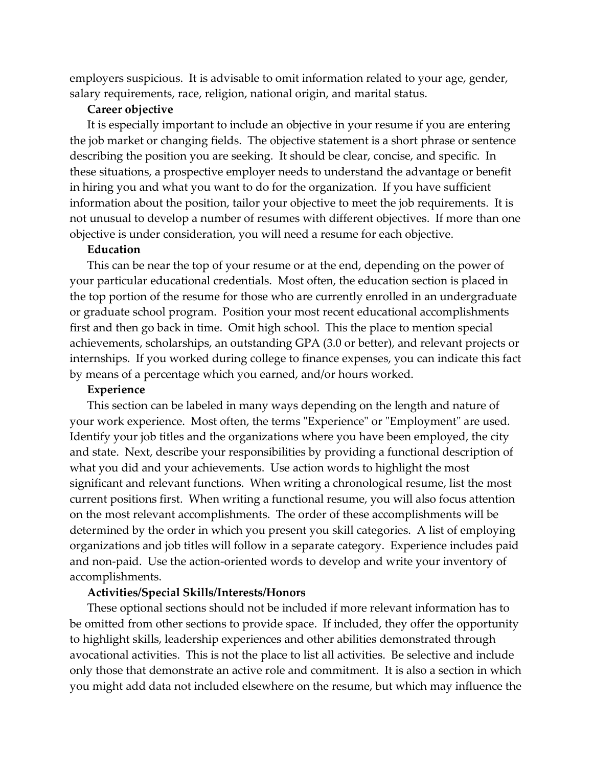employers suspicious. It is advisable to omit information related to your age, gender, salary requirements, race, religion, national origin, and marital status.

**Career objective**

It is especially important to include an objective in your resume if you are entering the job market or changing fields. The objective statement is a short phrase or sentence describing the position you are seeking. It should be clear, concise, and specific. In these situations, a prospective employer needs to understand the advantage or benefit in hiring you and what you want to do for the organization. If you have sufficient information about the position, tailor your objective to meet the job requirements. It is not unusual to develop a number of resumes with different objectives. If more than one objective is under consideration, you will need a resume for each objective.

**Education**

This can be near the top of your resume or at the end, depending on the power of your particular educational credentials. Most often, the education section is placed in the top portion of the resume for those who are currently enrolled in an undergraduate or graduate school program. Position your most recent educational accomplishments first and then go back in time. Omit high school. This the place to mention special achievements, scholarships, an outstanding GPA (3.0 or better), and relevant projects or internships. If you worked during college to finance expenses, you can indicate this fact by means of a percentage which you earned, and/or hours worked.

**Experience**

This section can be labeled in many ways depending on the length and nature of your work experience. Most often, the terms "Experience" or "Employment" are used. Identify your job titles and the organizations where you have been employed, the city and state. Next, describe your responsibilities by providing a functional description of what you did and your achievements. Use action words to highlight the most significant and relevant functions. When writing a chronological resume, list the most current positions first. When writing a functional resume, you will also focus attention on the most relevant accomplishments. The order of these accomplishments will be determined by the order in which you present you skill categories. A list of employing organizations and job titles will follow in a separate category. Experience includes paid and non-paid. Use the action-oriented words to develop and write your inventory of accomplishments.

**Activities/Special Skills/Interests/Honors**

These optional sections should not be included if more relevant information has to be omitted from other sections to provide space. If included, they offer the opportunity to highlight skills, leadership experiences and other abilities demonstrated through avocational activities. This is not the place to list all activities. Be selective and include only those that demonstrate an active role and commitment. It is also a section in which you might add data not included elsewhere on the resume, but which may influence the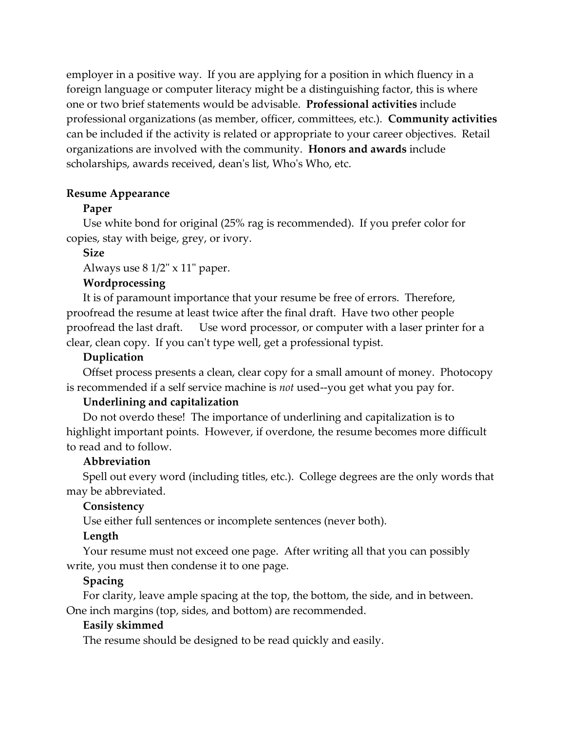employer in a positive way. If you are applying for a position in which fluency in a foreign language or computer literacy might be a distinguishing factor, this is where one or two brief statements would be advisable. **Professional activities** include professional organizations (as member, officer, committees, etc.). **Community activities** can be included if the activity is related or appropriate to your career objectives. Retail organizations are involved with the community. **Honors and awards** include scholarships, awards received, dean's list, Who's Who, etc.

**Resume Appearance**

**Paper**

Use white bond for original (25% rag is recommended). If you prefer color for copies, stay with beige, grey, or ivory.

**Size**

Always use 8 1/2" x 11" paper.

**Wordprocessing**

It is of paramount importance that your resume be free of errors. Therefore, proofread the resume at least twice after the final draft. Have two other people proofread the last draft. Use word processor, or computer with a laser printer for a clear, clean copy. If you can't type well, get a professional typist.

**Duplication**

Offset process presents a clean, clear copy for a small amount of money. Photocopy is recommended if a self service machine is *not* used--you get what you pay for.

**Underlining and capitalization**

Do not overdo these! The importance of underlining and capitalization is to highlight important points. However, if overdone, the resume becomes more difficult to read and to follow.

**Abbreviation**

Spell out every word (including titles, etc.). College degrees are the only words that may be abbreviated.

**Consistency**

Use either full sentences or incomplete sentences (never both).

**Length**

Your resume must not exceed one page. After writing all that you can possibly write, you must then condense it to one page.

**Spacing**

For clarity, leave ample spacing at the top, the bottom, the side, and in between. One inch margins (top, sides, and bottom) are recommended.

**Easily skimmed**

The resume should be designed to be read quickly and easily.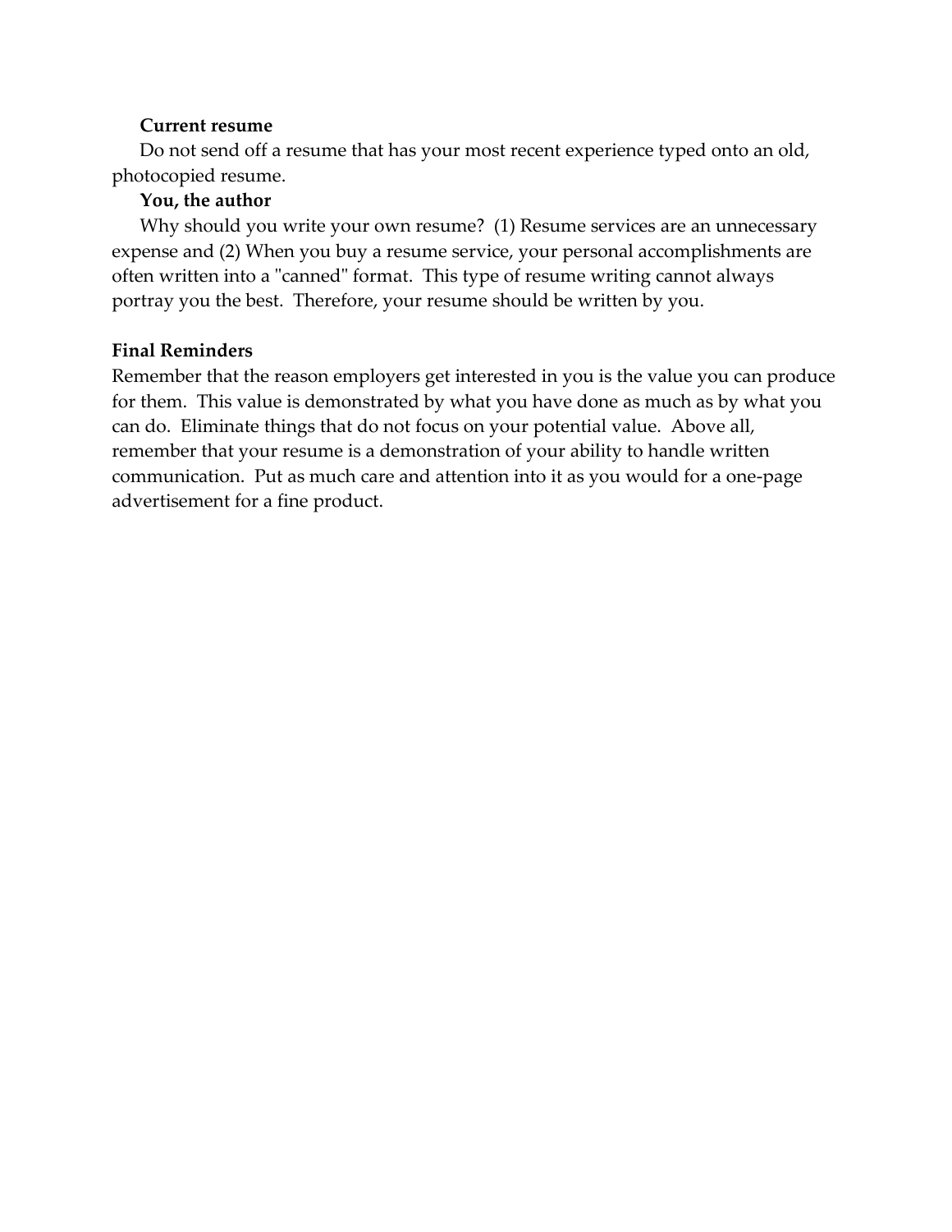**Current resume**

Do not send off a resume that has your most recent experience typed onto an old, photocopied resume.

**You, the author**

Why should you write your own resume? (1) Resume services are an unnecessary expense and (2) When you buy a resume service, your personal accomplishments are often written into a "canned" format. This type of resume writing cannot always portray you the best. Therefore, your resume should be written by you.

**Final Reminders**

Remember that the reason employers get interested in you is the value you can produce for them. This value is demonstrated by what you have done as much as by what you can do. Eliminate things that do not focus on your potential value. Above all, remember that your resume is a demonstration of your ability to handle written communication. Put as much care and attention into it as you would for a one-page advertisement for a fine product.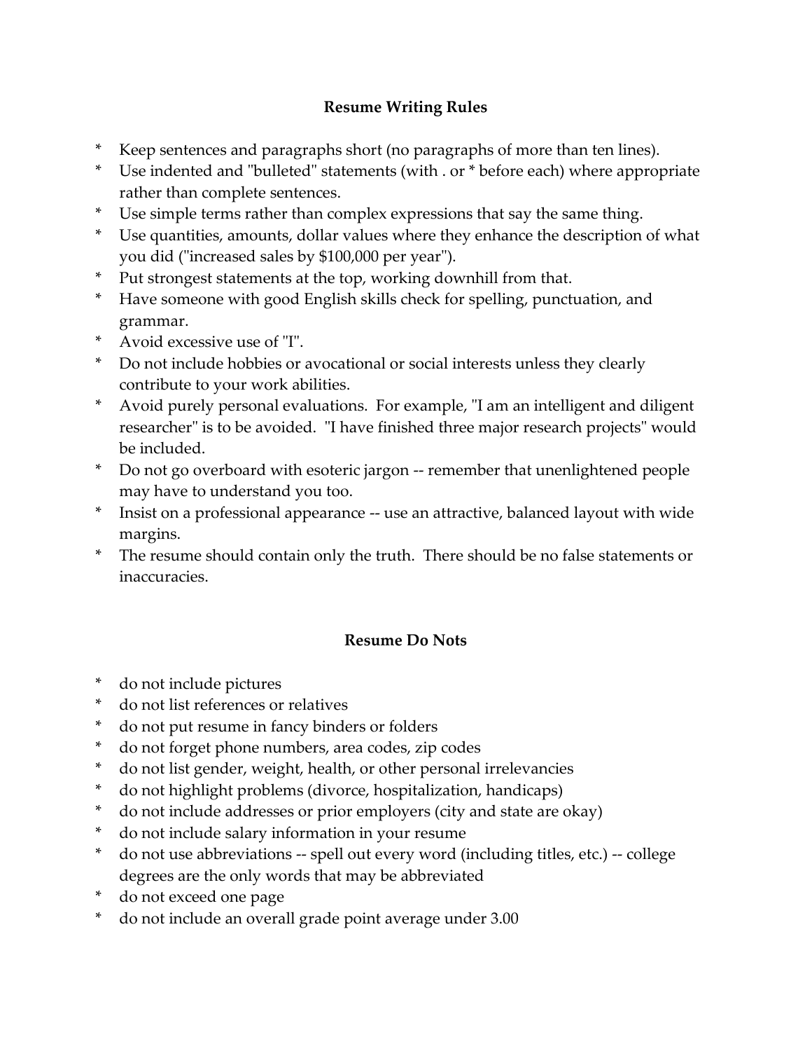## Resume Writing Rules

* Keep sentences and paragraphs short (no paragraphs of more than ten lines).
* Use indented and "bulleted" statements (with . or * before each) where appropriate rather than complete sentences.
* Use simple terms rather than complex expressions that say the same thing.
* Use quantities, amounts, dollar values where they enhance the description of what you did ("increased sales by $100,000 per year").
* Put strongest statements at the top, working downhill from that.
* Have someone with good English skills check for spelling, punctuation, and grammar.
* Avoid excessive use of "I".
* Do not include hobbies or avocational or social interests unless they clearly contribute to your work abilities.
* Avoid purely personal evaluations. For example, "I am an intelligent and diligent researcher" is to be avoided. "I have finished three major research projects" would be included.
* Do not go overboard with esoteric jargon -- remember that unenlightened people may have to understand you too.
* Insist on a professional appearance -- use an attractive, balanced layout with wide margins.
* The resume should contain only the truth. There should be no false statements or inaccuracies.

## Resume Do Nots

* do not include pictures
* do not list references or relatives
* do not put resume in fancy binders or folders
* do not forget phone numbers, area codes, zip codes
* do not list gender, weight, health, or other personal irrelevancies
* do not highlight problems (divorce, hospitalization, handicaps)
* do not include addresses or prior employers (city and state are okay)
* do not include salary information in your resume
* do not use abbreviations -- spell out every word (including titles, etc.) -- college degrees are the only words that may be abbreviated
* do not exceed one page
* do not include an overall grade point average under 3.00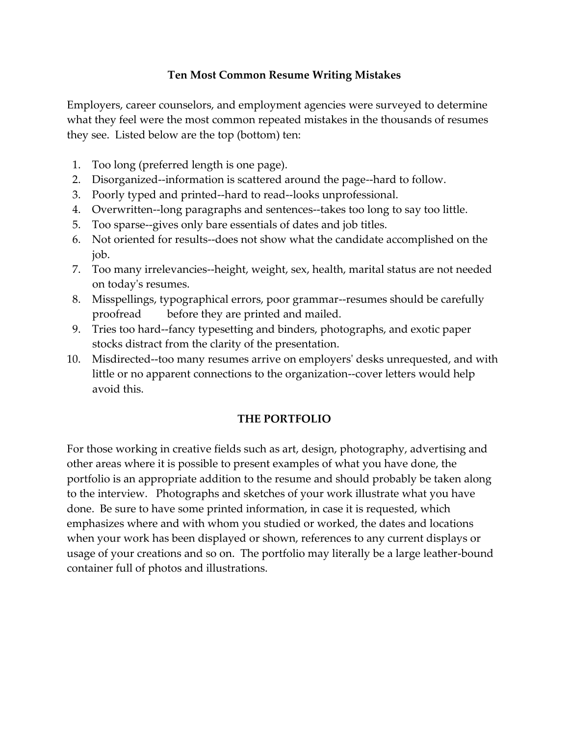## Ten Most Common Resume Writing Mistakes

Employers, career counselors, and employment agencies were surveyed to determine what they feel were the most common repeated mistakes in the thousands of resumes they see. Listed below are the top (bottom) ten:

1. Too long (preferred length is one page).
2. Disorganized--information is scattered around the page--hard to follow.
3. Poorly typed and printed--hard to read--looks unprofessional.
4. Overwritten--long paragraphs and sentences--takes too long to say too little.
5. Too sparse--gives only bare essentials of dates and job titles.
6. Not oriented for results--does not show what the candidate accomplished on the job.
7. Too many irrelevancies--height, weight, sex, health, marital status are not needed on today's resumes.
8. Misspellings, typographical errors, poor grammar--resumes should be carefully proofread before they are printed and mailed.
9. Tries too hard--fancy typesetting and binders, photographs, and exotic paper stocks distract from the clarity of the presentation.
10. Misdirected--too many resumes arrive on employers' desks unrequested, and with little or no apparent connections to the organization--cover letters would help avoid this.

## THE PORTFOLIO

For those working in creative fields such as art, design, photography, advertising and other areas where it is possible to present examples of what you have done, the portfolio is an appropriate addition to the resume and should probably be taken along to the interview. Photographs and sketches of your work illustrate what you have done. Be sure to have some printed information, in case it is requested, which emphasizes where and with whom you studied or worked, the dates and locations when your work has been displayed or shown, references to any current displays or usage of your creations and so on. The portfolio may literally be a large leather-bound container full of photos and illustrations.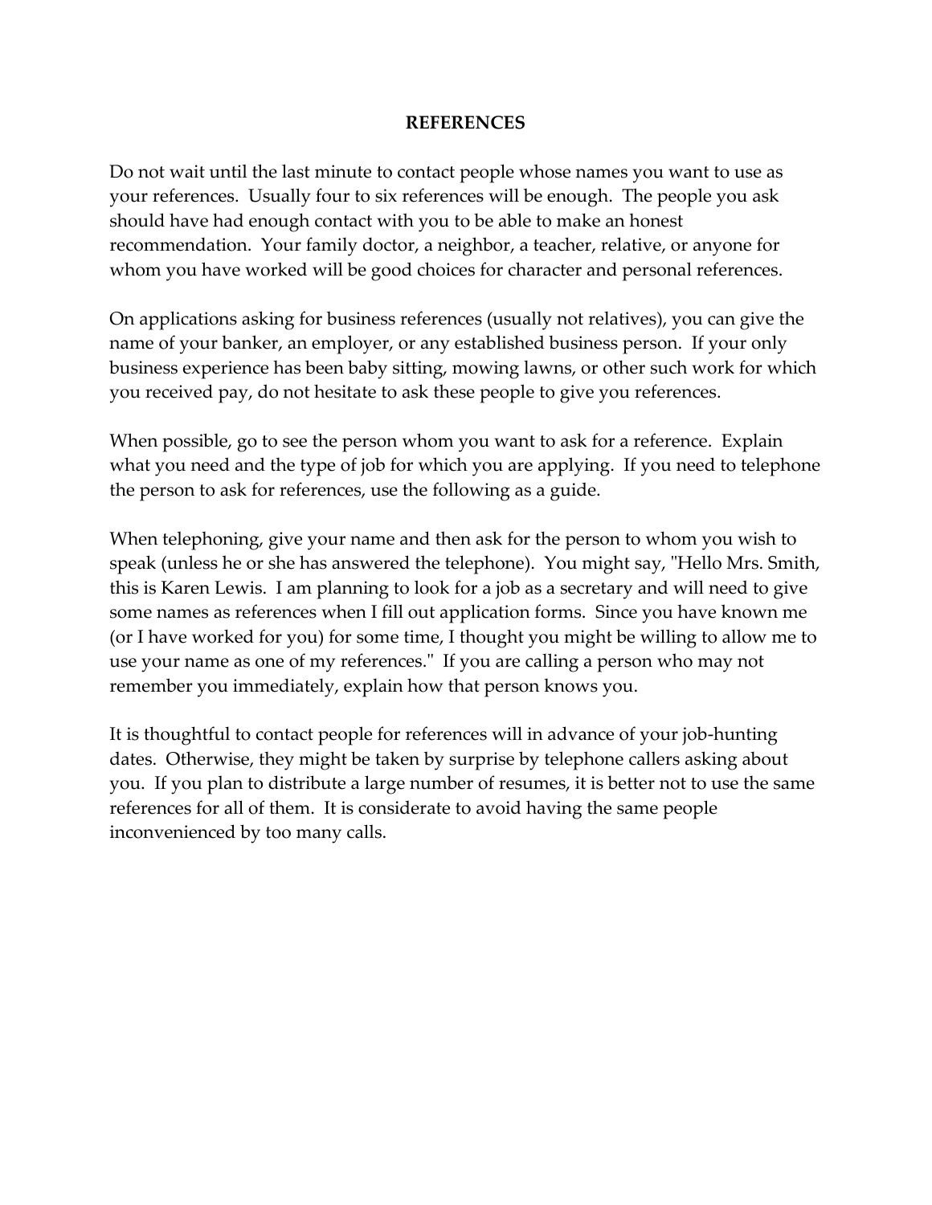# REFERENCES

Do not wait until the last minute to contact people whose names you want to use as your references. Usually four to six references will be enough. The people you ask should have had enough contact with you to be able to make an honest recommendation. Your family doctor, a neighbor, a teacher, relative, or anyone for whom you have worked will be good choices for character and personal references.

On applications asking for business references (usually not relatives), you can give the name of your banker, an employer, or any established business person. If your only business experience has been baby sitting, mowing lawns, or other such work for which you received pay, do not hesitate to ask these people to give you references.

When possible, go to see the person whom you want to ask for a reference. Explain what you need and the type of job for which you are applying. If you need to telephone the person to ask for references, use the following as a guide.

When telephoning, give your name and then ask for the person to whom you wish to speak (unless he or she has answered the telephone). You might say, "Hello Mrs. Smith, this is Karen Lewis. I am planning to look for a job as a secretary and will need to give some names as references when I fill out application forms. Since you have known me (or I have worked for you) for some time, I thought you might be willing to allow me to use your name as one of my references." If you are calling a person who may not remember you immediately, explain how that person knows you.

It is thoughtful to contact people for references will in advance of your job-hunting dates. Otherwise, they might be taken by surprise by telephone callers asking about you. If you plan to distribute a large number of resumes, it is better not to use the same references for all of them. It is considerate to avoid having the same people inconvenienced by too many calls.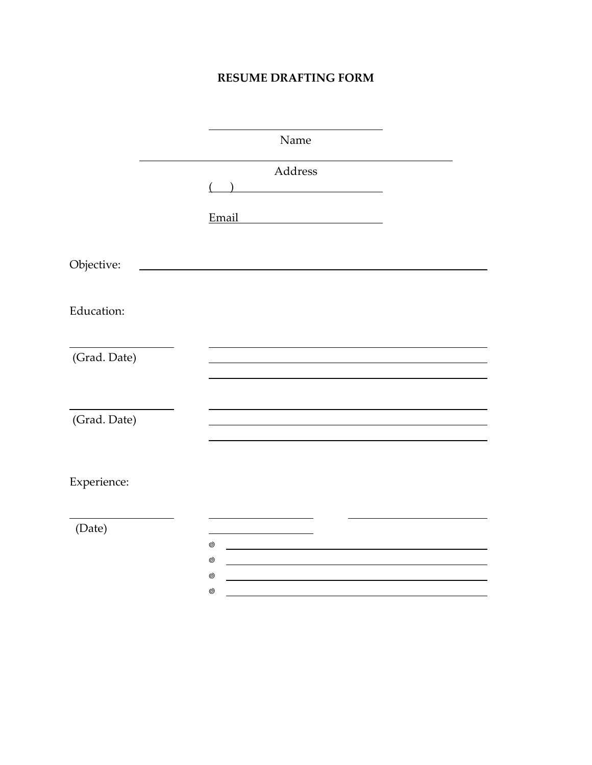# RESUME DRAFTING FORM

\_\_\_\_\_\_\_\_\_\_\_\_\_\_\_\_\_\_\_\_\_\_\_\_\_\_\_\_\_\_\_\_

Name

\_\_\_\_\_\_\_\_\_\_\_\_\_\_\_\_\_\_\_\_\_\_\_\_\_\_\_\_\_\_\_\_\_\_\_\_\_\_\_\_\_\_\_\_\_\_\_\_\_\_\_\_

Address

(   ) \_\_\_\_\_\_\_\_\_\_\_\_\_\_\_\_\_\_\_\_\_\_\_\_\_\_

Email \_\_\_\_\_\_\_\_\_\_\_\_\_\_\_\_\_\_\_\_\_\_\_\_\_\_

Objective: \_\_\_\_\_\_\_\_\_\_\_\_\_\_\_\_\_\_\_\_\_\_\_\_\_\_\_\_\_\_\_\_\_\_\_\_\_\_\_\_\_\_\_\_\_\_\_\_\_\_\_\_\_\_\_\_

Education:

\_\_\_\_\_\_\_\_\_\_\_\_\_\_\_\_\_\_ \_\_\_\_\_\_\_\_\_\_\_\_\_\_\_\_\_\_\_\_\_\_\_\_\_\_\_\_\_\_\_\_\_\_\_\_\_\_\_\_\_\_\_\_\_\_
(Grad. Date) \_\_\_\_\_\_\_\_\_\_\_\_\_\_\_\_\_\_\_\_\_\_\_\_\_\_\_\_\_\_\_\_\_\_\_\_\_\_\_\_\_\_\_\_\_\_
\_\_\_\_\_\_\_\_\_\_\_\_\_\_\_\_\_\_\_\_\_\_\_\_\_\_\_\_\_\_\_\_\_\_\_\_\_\_\_\_\_\_\_\_\_\_

\_\_\_\_\_\_\_\_\_\_\_\_\_\_\_\_\_\_ \_\_\_\_\_\_\_\_\_\_\_\_\_\_\_\_\_\_\_\_\_\_\_\_\_\_\_\_\_\_\_\_\_\_\_\_\_\_\_\_\_\_\_\_\_\_
(Grad. Date) \_\_\_\_\_\_\_\_\_\_\_\_\_\_\_\_\_\_\_\_\_\_\_\_\_\_\_\_\_\_\_\_\_\_\_\_\_\_\_\_\_\_\_\_\_\_
\_\_\_\_\_\_\_\_\_\_\_\_\_\_\_\_\_\_\_\_\_\_\_\_\_\_\_\_\_\_\_\_\_\_\_\_\_\_\_\_\_\_\_\_\_\_

Experience:

\_\_\_\_\_\_\_\_\_\_\_\_\_\_\_\_\_\_ \_\_\_\_\_\_\_\_\_\_\_\_\_\_\_\_\_\_ \_\_\_\_\_\_\_\_\_\_\_\_\_\_\_\_\_\_\_\_\_\_\_\_
(Date) \_\_\_\_\_\_\_\_\_\_\_\_\_\_\_\_\_\_

- \_\_\_\_\_\_\_\_\_\_\_\_\_\_\_\_\_\_\_\_\_\_\_\_\_\_\_\_\_\_\_\_\_\_\_\_\_\_\_\_\_\_\_\_
- \_\_\_\_\_\_\_\_\_\_\_\_\_\_\_\_\_\_\_\_\_\_\_\_\_\_\_\_\_\_\_\_\_\_\_\_\_\_\_\_\_\_\_\_
- \_\_\_\_\_\_\_\_\_\_\_\_\_\_\_\_\_\_\_\_\_\_\_\_\_\_\_\_\_\_\_\_\_\_\_\_\_\_\_\_\_\_\_\_
- \_\_\_\_\_\_\_\_\_\_\_\_\_\_\_\_\_\_\_\_\_\_\_\_\_\_\_\_\_\_\_\_\_\_\_\_\_\_\_\_\_\_\_\_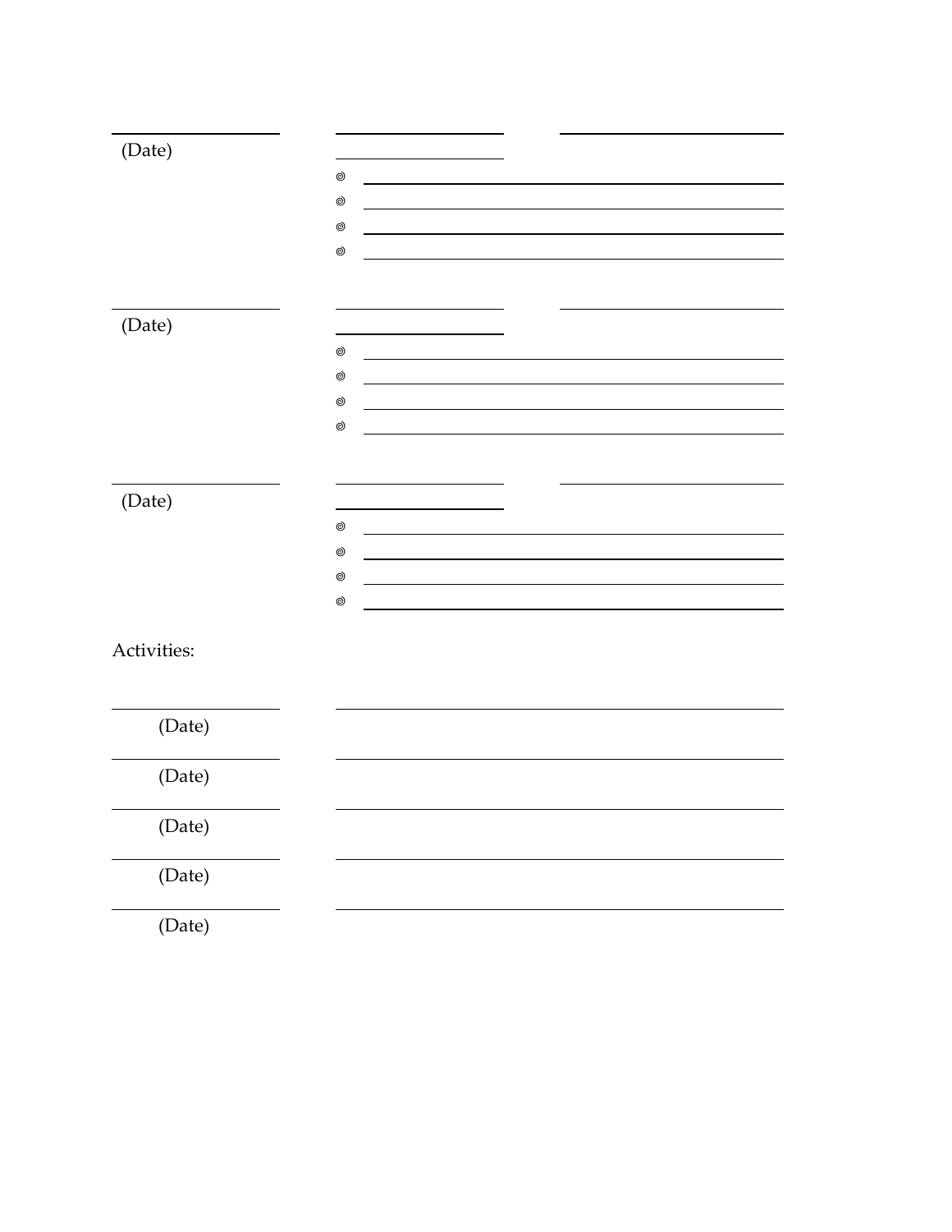(Date)

(Date)

(Date)

Activities:

(Date)

(Date)

(Date)

(Date)

(Date)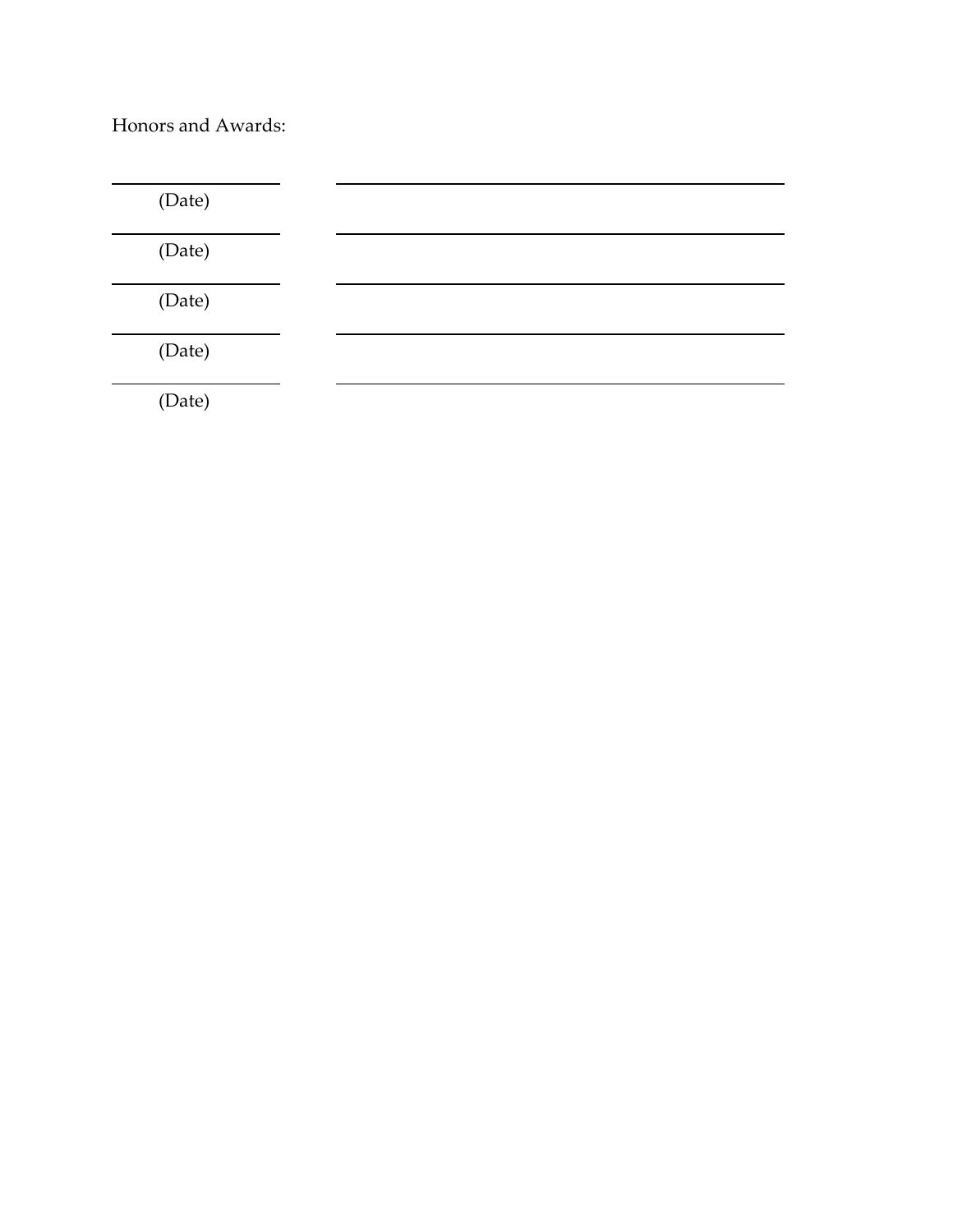Honors and Awards:

| | |
|---|---|
| ______________ (Date) | ______________________________ |
| ______________ (Date) | ______________________________ |
| ______________ (Date) | ______________________________ |
| ______________ (Date) | ______________________________ |
| ______________ (Date) | ______________________________ |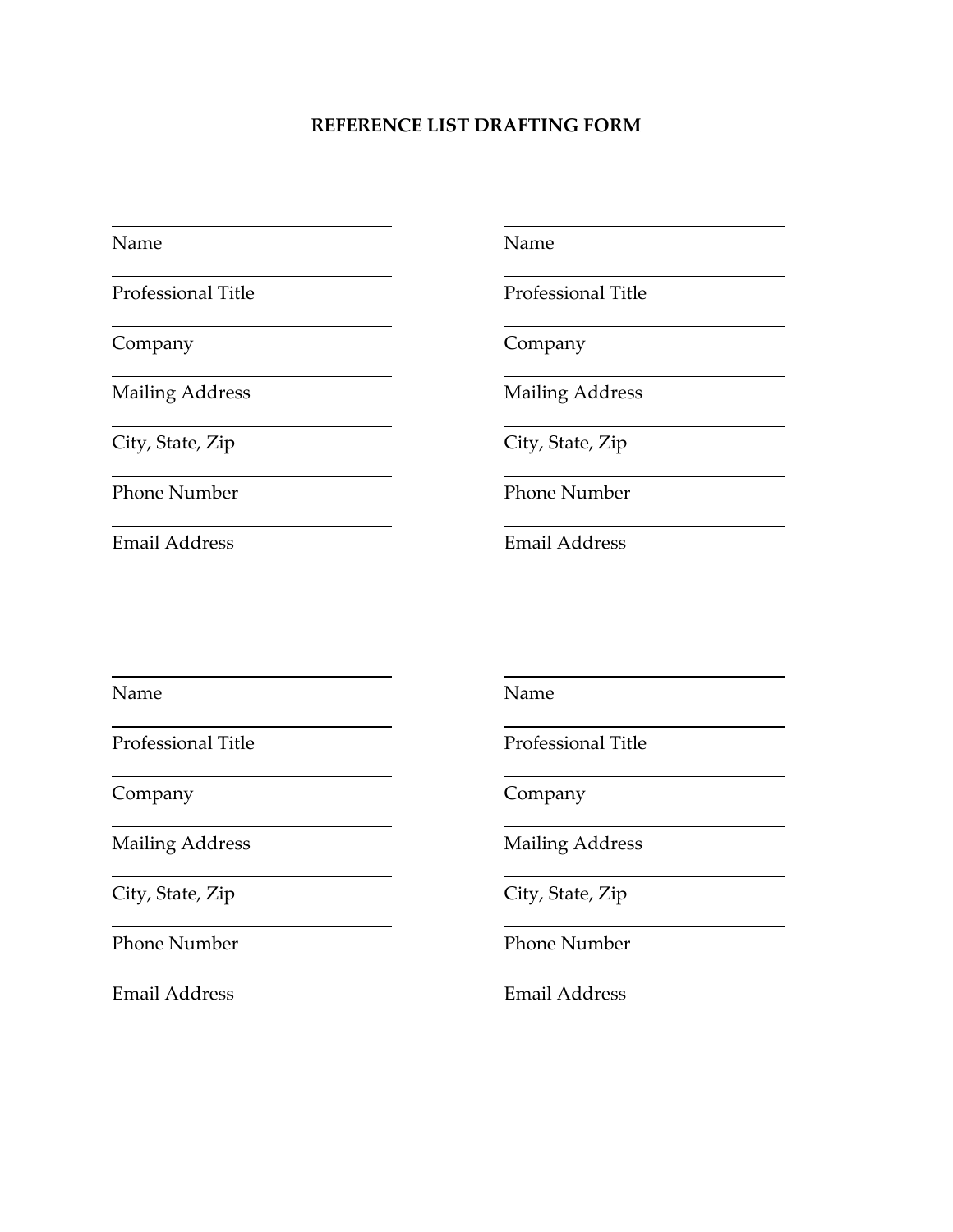**REFERENCE LIST DRAFTING FORM**

| | |
|---|---|
| Name | Name |
| Professional Title | Professional Title |
| Company | Company |
| Mailing Address | Mailing Address |
| City, State, Zip | City, State, Zip |
| Phone Number | Phone Number |
| Email Address | Email Address |

| | |
|---|---|
| Name | Name |
| Professional Title | Professional Title |
| Company | Company |
| Mailing Address | Mailing Address |
| City, State, Zip | City, State, Zip |
| Phone Number | Phone Number |
| Email Address | Email Address |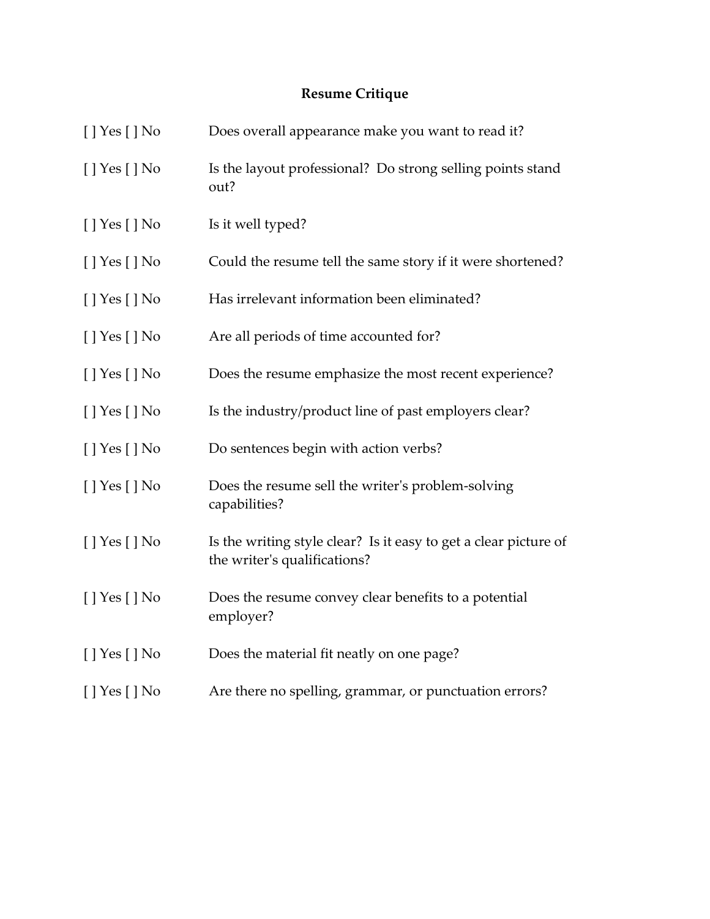## Resume Critique

[ ] Yes [ ] No Does overall appearance make you want to read it?

[ ] Yes [ ] No Is the layout professional? Do strong selling points stand out?

[ ] Yes [ ] No Is it well typed?

[ ] Yes [ ] No Could the resume tell the same story if it were shortened?

[ ] Yes [ ] No Has irrelevant information been eliminated?

[ ] Yes [ ] No Are all periods of time accounted for?

[ ] Yes [ ] No Does the resume emphasize the most recent experience?

[ ] Yes [ ] No Is the industry/product line of past employers clear?

[ ] Yes [ ] No Do sentences begin with action verbs?

[ ] Yes [ ] No Does the resume sell the writer's problem-solving capabilities?

[ ] Yes [ ] No Is the writing style clear? Is it easy to get a clear picture of the writer's qualifications?

[ ] Yes [ ] No Does the resume convey clear benefits to a potential employer?

[ ] Yes [ ] No Does the material fit neatly on one page?

[ ] Yes [ ] No Are there no spelling, grammar, or punctuation errors?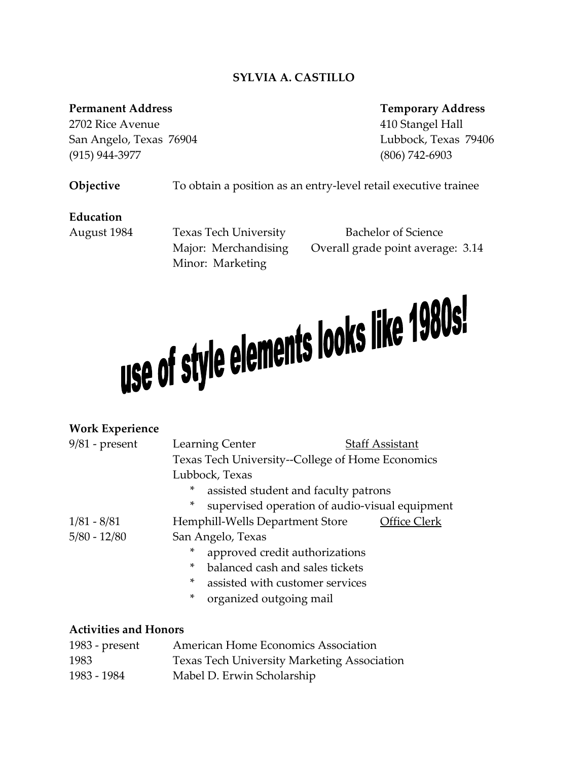**SYLVIA A. CASTILLO**

| **Permanent Address** | **Temporary Address** |
|---|---|
| 2702 Rice Avenue | 410 Stangel Hall |
| San Angelo, Texas 76904 | Lubbock, Texas 79406 |
| (915) 944-3977 | (806) 742-6903 |

**Objective** To obtain a position as an entry-level retail executive trainee

**Education**

| | | |
|---|---|---|
| August 1984 | Texas Tech University | Bachelor of Science |
| | Major: Merchandising | Overall grade point average: 3.14 |
| | Minor: Marketing | |

use of style elements looks like 1980s!

**Work Experience**

9/81 - present Learning Center <u>Staff Assistant</u>
Texas Tech University--College of Home Economics
Lubbock, Texas

* assisted student and faculty patrons
* supervised operation of audio-visual equipment

1/81 - 8/81
5/80 - 12/80 Hemphill-Wells Department Store <u>Office Clerk</u>
San Angelo, Texas

* approved credit authorizations
* balanced cash and sales tickets
* assisted with customer services
* organized outgoing mail

**Activities and Honors**

| | |
|---|---|
| 1983 - present | American Home Economics Association |
| 1983 | Texas Tech University Marketing Association |
| 1983 - 1984 | Mabel D. Erwin Scholarship |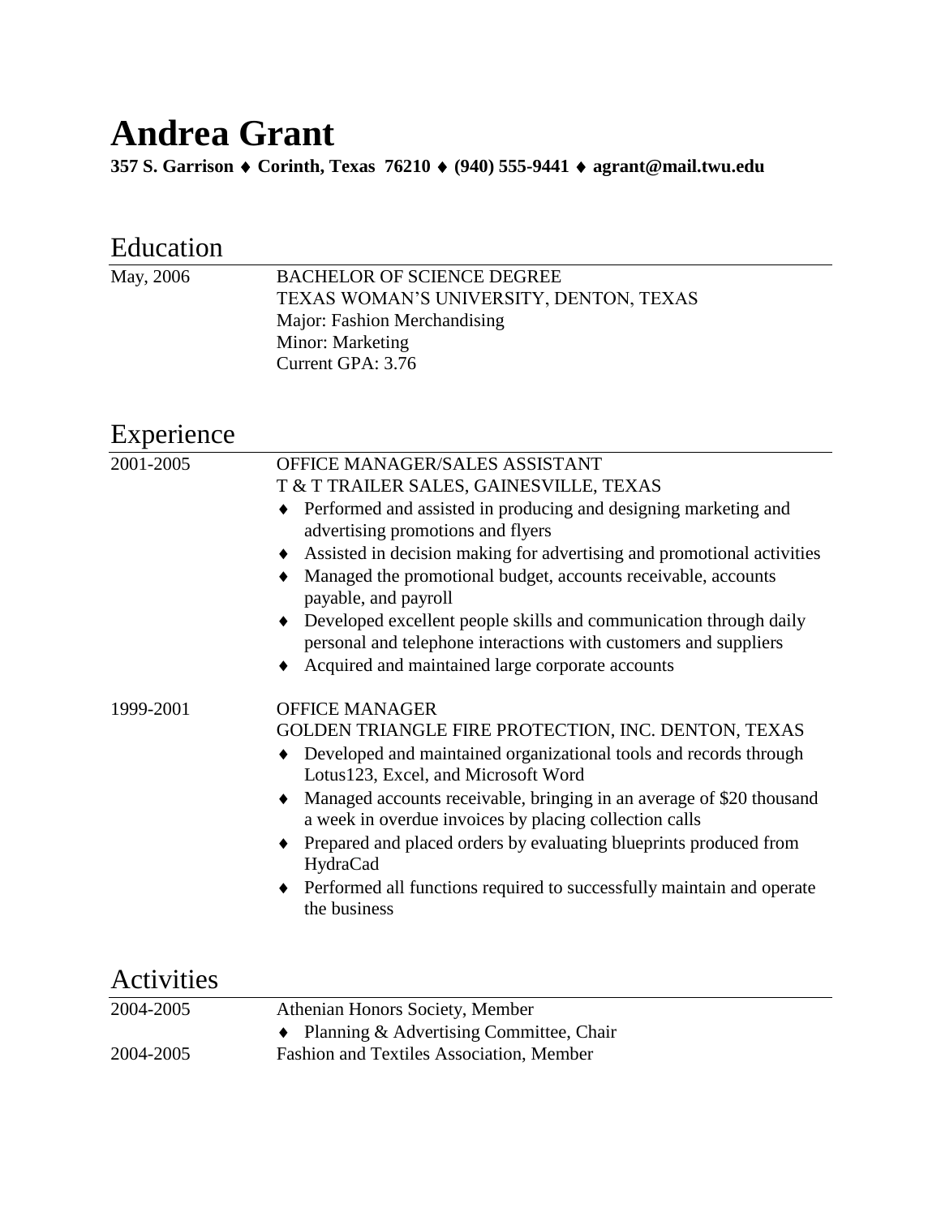# Andrea Grant

**357 S. Garrison ♦ Corinth, Texas 76210 ♦ (940) 555-9441 ♦ agrant@mail.twu.edu**

## Education

May, 2006

BACHELOR OF SCIENCE DEGREE
TEXAS WOMAN'S UNIVERSITY, DENTON, TEXAS
Major: Fashion Merchandising
Minor: Marketing
Current GPA: 3.76

## Experience

2001-2005

OFFICE MANAGER/SALES ASSISTANT
T & T TRAILER SALES, GAINESVILLE, TEXAS

- Performed and assisted in producing and designing marketing and advertising promotions and flyers
- Assisted in decision making for advertising and promotional activities
- Managed the promotional budget, accounts receivable, accounts payable, and payroll
- Developed excellent people skills and communication through daily personal and telephone interactions with customers and suppliers
- Acquired and maintained large corporate accounts

1999-2001

OFFICE MANAGER
GOLDEN TRIANGLE FIRE PROTECTION, INC. DENTON, TEXAS

- Developed and maintained organizational tools and records through Lotus123, Excel, and Microsoft Word
- Managed accounts receivable, bringing in an average of $20 thousand a week in overdue invoices by placing collection calls
- Prepared and placed orders by evaluating blueprints produced from HydraCad
- Performed all functions required to successfully maintain and operate the business

## Activities

2004-2005

Athenian Honors Society, Member

- Planning & Advertising Committee, Chair

2004-2005

Fashion and Textiles Association, Member